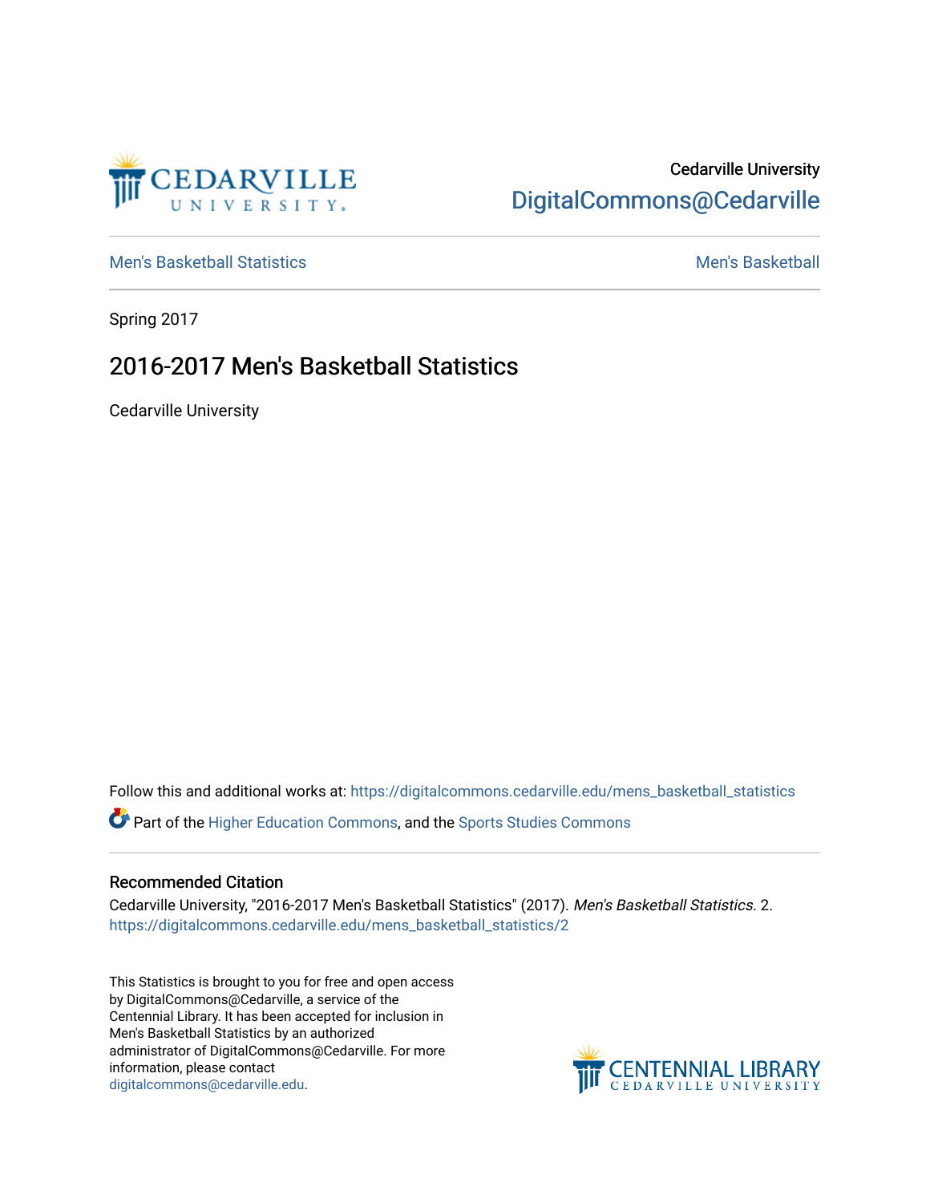Cedarville University

DigitalCommons@Cedarville

Men's Basketball Statistics | Men's Basketball

Spring 2017

# 2016-2017 Men's Basketball Statistics

Cedarville University

Follow this and additional works at: https://digitalcommons.cedarville.edu/mens_basketball_statistics

Part of the Higher Education Commons, and the Sports Studies Commons

## Recommended Citation

Cedarville University, "2016-2017 Men's Basketball Statistics" (2017). *Men's Basketball Statistics*. 2.
https://digitalcommons.cedarville.edu/mens_basketball_statistics/2

This Statistics is brought to you for free and open access by DigitalCommons@Cedarville, a service of the Centennial Library. It has been accepted for inclusion in Men's Basketball Statistics by an authorized administrator of DigitalCommons@Cedarville. For more information, please contact digitalcommons@cedarville.edu.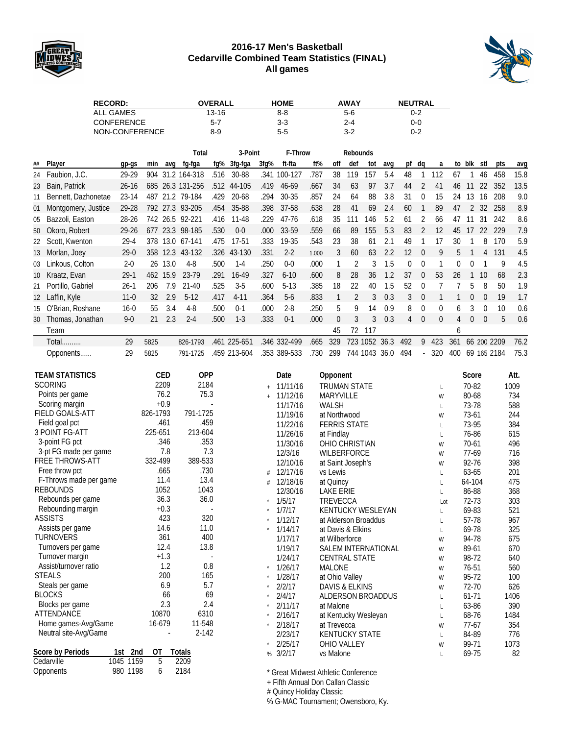# 2016-17 Men's Basketball
## Cedarville Combined Team Statistics (FINAL)
### All games

| RECORD: | OVERALL | HOME | AWAY | NEUTRAL |
|---|---|---|---|---|
| ALL GAMES | 13-16 | 8-8 | 5-6 | 0-2 |
| CONFERENCE | 5-7 | 3-3 | 2-4 | 0-0 |
| NON-CONFERENCE | 8-9 | 5-5 | 3-2 | 0-2 |

| | | | | | Total | | 3-Point | | F-Throw | | Rebounds | | | | | | | | | | | | |
|---|---|---|---|---|---|---|---|---|---|---|---|---|---|---|---|---|---|---|---|---|---|---|---|
| ## | Player | gp-gs | min | avg | fg-fga | fg% | 3fg-fga | 3fg% | ft-fta | ft% | off | def | tot | avg | pf | dq | a | to | blk | stl | pts | avg |
| 24 | Faubion, J.C. | 29-29 | 904 | 31.2 | 164-318 | .516 | 30-88 | .341 | 100-127 | .787 | 38 | 119 | 157 | 5.4 | 48 | 1 | 112 | 67 | 1 | 46 | 458 | 15.8 |
| 23 | Bain, Patrick | 26-16 | 685 | 26.3 | 131-256 | .512 | 44-105 | .419 | 46-69 | .667 | 34 | 63 | 97 | 3.7 | 44 | 2 | 41 | 46 | 11 | 22 | 352 | 13.5 |
| 11 | Bennett, Dazhonetae | 23-14 | 487 | 21.2 | 79-184 | .429 | 20-68 | .294 | 30-35 | .857 | 24 | 64 | 88 | 3.8 | 31 | 0 | 15 | 24 | 13 | 16 | 208 | 9.0 |
| 01 | Montgomery, Justice | 29-28 | 792 | 27.3 | 93-205 | .454 | 35-88 | .398 | 37-58 | .638 | 28 | 41 | 69 | 2.4 | 60 | 1 | 89 | 47 | 2 | 32 | 258 | 8.9 |
| 05 | Bazzoli, Easton | 28-26 | 742 | 26.5 | 92-221 | .416 | 11-48 | .229 | 47-76 | .618 | 35 | 111 | 146 | 5.2 | 61 | 2 | 66 | 47 | 11 | 31 | 242 | 8.6 |
| 50 | Okoro, Robert | 29-26 | 677 | 23.3 | 98-185 | .530 | 0-0 | .000 | 33-59 | .559 | 66 | 89 | 155 | 5.3 | 83 | 2 | 12 | 45 | 17 | 22 | 229 | 7.9 |
| 22 | Scott, Kwenton | 29-4 | 378 | 13.0 | 67-141 | .475 | 17-51 | .333 | 19-35 | .543 | 23 | 38 | 61 | 2.1 | 49 | 1 | 17 | 30 | 1 | 8 | 170 | 5.9 |
| 13 | Morlan, Joey | 29-0 | 358 | 12.3 | 43-132 | .326 | 43-130 | .331 | 2-2 | 1.000 | 3 | 60 | 63 | 2.2 | 12 | 0 | 9 | 5 | 1 | 4 | 131 | 4.5 |
| 03 | Linkous, Colton | 2-0 | 26 | 13.0 | 4-8 | .500 | 1-4 | .250 | 0-0 | .000 | 1 | 2 | 3 | 1.5 | 0 | 0 | 1 | 0 | 0 | 1 | 9 | 4.5 |
| 10 | Kraatz, Evan | 29-1 | 462 | 15.9 | 23-79 | .291 | 16-49 | .327 | 6-10 | .600 | 8 | 28 | 36 | 1.2 | 37 | 0 | 53 | 26 | 1 | 10 | 68 | 2.3 |
| 21 | Portillo, Gabriel | 26-1 | 206 | 7.9 | 21-40 | .525 | 3-5 | .600 | 5-13 | .385 | 18 | 22 | 40 | 1.5 | 52 | 0 | 7 | 7 | 5 | 8 | 50 | 1.9 |
| 12 | Laffin, Kyle | 11-0 | 32 | 2.9 | 5-12 | .417 | 4-11 | .364 | 5-6 | .833 | 1 | 2 | 3 | 0.3 | 3 | 0 | 1 | 1 | 0 | 0 | 19 | 1.7 |
| 15 | O'Brian, Roshane | 16-0 | 55 | 3.4 | 4-8 | .500 | 0-1 | .000 | 2-8 | .250 | 5 | 9 | 14 | 0.9 | 8 | 0 | 0 | 6 | 3 | 0 | 10 | 0.6 |
| 30 | Thomas, Jonathan | 9-0 | 21 | 2.3 | 2-4 | .500 | 1-3 | .333 | 0-1 | .000 | 0 | 3 | 3 | 0.3 | 4 | 0 | 0 | 4 | 0 | 0 | 5 | 0.6 |
| | Team | | | | | | | | | | 45 | 72 | 117 | | | | | 6 | | | | |
| | Total.......... | 29 | 5825 | | 826-1793 | .461 | 225-651 | .346 | 332-499 | .665 | 329 | 723 | 1052 | 36.3 | 492 | 9 | 423 | 361 | 66 | 200 | 2209 | 76.2 |
| | Opponents...... | 29 | 5825 | | 791-1725 | .459 | 213-604 | .353 | 389-533 | .730 | 299 | 744 | 1043 | 36.0 | 494 | - | 320 | 400 | 69 | 165 | 2184 | 75.3 |

| TEAM STATISTICS | CED | OPP |
|---|---|---|
| SCORING | 2209 | 2184 |
| Points per game | 76.2 | 75.3 |
| Scoring margin | +0.9 | - |
| FIELD GOALS-ATT | 826-1793 | 791-1725 |
| Field goal pct | .461 | .459 |
| 3 POINT FG-ATT | 225-651 | 213-604 |
| 3-point FG pct | .346 | .353 |
| 3-pt FG made per game | 7.8 | 7.3 |
| FREE THROWS-ATT | 332-499 | 389-533 |
| Free throw pct | .665 | .730 |
| F-Throws made per game | 11.4 | 13.4 |
| REBOUNDS | 1052 | 1043 |
| Rebounds per game | 36.3 | 36.0 |
| Rebounding margin | +0.3 | - |
| ASSISTS | 423 | 320 |
| Assists per game | 14.6 | 11.0 |
| TURNOVERS | 361 | 400 |
| Turnovers per game | 12.4 | 13.8 |
| Turnover margin | +1.3 | - |
| Assist/turnover ratio | 1.2 | 0.8 |
| STEALS | 200 | 165 |
| Steals per game | 6.9 | 5.7 |
| BLOCKS | 66 | 69 |
| Blocks per game | 2.3 | 2.4 |
| ATTENDANCE | 10870 | 6310 |
| Home games-Avg/Game | 16-679 | 11-548 |
| Neutral site-Avg/Game | - | 2-142 |

| Score by Periods | 1st | 2nd | OT | Totals |
|---|---|---|---|---|
| Cedarville | 1045 | 1159 | 5 | 2209 |
| Opponents | 980 | 1198 | 6 | 2184 |

| | Date | Opponent | | Score | Att. |
|---|---|---|---|---|---|
| + | 11/11/16 | TRUMAN STATE | L | 70-82 | 1009 |
| + | 11/12/16 | MARYVILLE | W | 80-68 | 734 |
| | 11/17/16 | WALSH | L | 73-78 | 588 |
| | 11/19/16 | at Northwood | W | 73-61 | 244 |
| | 11/22/16 | FERRIS STATE | L | 73-95 | 384 |
| | 11/26/16 | at Findlay | L | 76-86 | 615 |
| | 11/30/16 | OHIO CHRISTIAN | W | 70-61 | 496 |
| | 12/3/16 | WILBERFORCE | W | 77-69 | 716 |
| | 12/10/16 | at Saint Joseph's | W | 92-76 | 398 |
| # | 12/17/16 | vs Lewis | L | 63-65 | 201 |
| # | 12/18/16 | at Quincy | L | 64-104 | 475 |
| | 12/30/16 | LAKE ERIE | L | 86-88 | 368 |
| * | 1/5/17 | TREVECCA | Lot | 72-73 | 303 |
| * | 1/7/17 | KENTUCKY WESLEYAN | L | 69-83 | 521 |
| * | 1/12/17 | at Alderson Broaddus | L | 57-78 | 967 |
| * | 1/14/17 | at Davis & Elkins | L | 69-78 | 325 |
| | 1/17/17 | at Wilberforce | W | 94-78 | 675 |
| | 1/19/17 | SALEM INTERNATIONAL | W | 89-61 | 670 |
| | 1/24/17 | CENTRAL STATE | W | 98-72 | 640 |
| * | 1/26/17 | MALONE | W | 76-51 | 560 |
| * | 1/28/17 | at Ohio Valley | W | 95-72 | 100 |
| * | 2/2/17 | DAVIS & ELKINS | W | 72-70 | 626 |
| * | 2/4/17 | ALDERSON BROADDUS | L | 61-71 | 1406 |
| * | 2/11/17 | at Malone | L | 63-86 | 390 |
| * | 2/16/17 | at Kentucky Wesleyan | L | 68-76 | 1484 |
| * | 2/18/17 | at Trevecca | W | 77-67 | 354 |
| | 2/23/17 | KENTUCKY STATE | L | 84-89 | 776 |
| * | 2/25/17 | OHIO VALLEY | W | 99-71 | 1073 |
| % | 3/2/17 | vs Malone | L | 69-75 | 82 |

\* Great Midwest Athletic Conference
+ Fifth Annual Don Callan Classic
# Quincy Holiday Classic
% G-MAC Tournament; Owensboro, Ky.